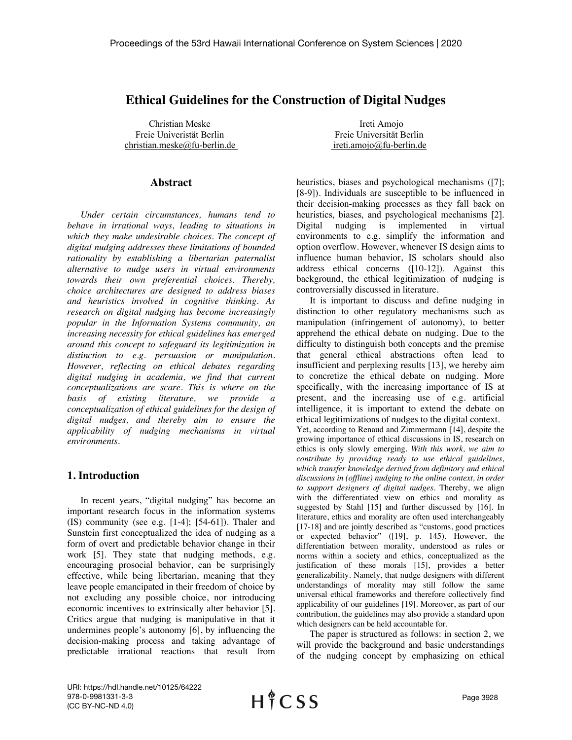# Ethical Guidelines for the Construction of Digital Nudges

Christian Meske
Freie Univeristät Berlin
christian.meske@fu-berlin.de

Ireti Amojo
Freie Universität Berlin
ireti.amojo@fu-berlin.de

## Abstract

*Under certain circumstances, humans tend to behave in irrational ways, leading to situations in which they make undesirable choices. The concept of digital nudging addresses these limitations of bounded rationality by establishing a libertarian paternalist alternative to nudge users in virtual environments towards their own preferential choices. Thereby, choice architectures are designed to address biases and heuristics involved in cognitive thinking. As research on digital nudging has become increasingly popular in the Information Systems community, an increasing necessity for ethical guidelines has emerged around this concept to safeguard its legitimization in distinction to e.g. persuasion or manipulation. However, reflecting on ethical debates regarding digital nudging in academia, we find that current conceptualizations are scare. This is where on the basis of existing literature, we provide a conceptualization of ethical guidelines for the design of digital nudges, and thereby aim to ensure the applicability of nudging mechanisms in virtual environments.*

## 1. Introduction

In recent years, "digital nudging" has become an important research focus in the information systems (IS) community (see e.g. [1-4]; [54-61]). Thaler and Sunstein first conceptualized the idea of nudging as a form of overt and predictable behavior change in their work [5]. They state that nudging methods, e.g. encouraging prosocial behavior, can be surprisingly effective, while being libertarian, meaning that they leave people emancipated in their freedom of choice by not excluding any possible choice, nor introducing economic incentives to extrinsically alter behavior [5]. Critics argue that nudging is manipulative in that it undermines people's autonomy [6], by influencing the decision-making process and taking advantage of predictable irrational reactions that result from heuristics, biases and psychological mechanisms ([7]; [8-9]). Individuals are susceptible to be influenced in their decision-making processes as they fall back on heuristics, biases, and psychological mechanisms [2]. Digital nudging is implemented in virtual environments to e.g. simplify the information and option overflow. However, whenever IS design aims to influence human behavior, IS scholars should also address ethical concerns ([10-12]). Against this background, the ethical legitimization of nudging is controversially discussed in literature.

It is important to discuss and define nudging in distinction to other regulatory mechanisms such as manipulation (infringement of autonomy), to better apprehend the ethical debate on nudging. Due to the difficulty to distinguish both concepts and the premise that general ethical abstractions often lead to insufficient and perplexing results [13], we hereby aim to concretize the ethical debate on nudging. More specifically, with the increasing importance of IS at present, and the increasing use of e.g. artificial intelligence, it is important to extend the debate on ethical legitimizations of nudges to the digital context. Yet, according to Renaud and Zimmermann [14], despite the growing importance of ethical discussions in IS, research on ethics is only slowly emerging. *With this work, we aim to contribute by providing ready to use ethical guidelines, which transfer knowledge derived from definitory and ethical discussions in (offline) nudging to the online context, in order to support designers of digital nudges.* Thereby, we align with the differentiated view on ethics and morality as suggested by Stahl [15] and further discussed by [16]. In literature, ethics and morality are often used interchangeably [17-18] and are jointly described as "customs, good practices or expected behavior" ([19], p. 145). However, the differentiation between morality, understood as rules or norms within a society and ethics, conceptualized as the justification of these morals [15], provides a better generalizability. Namely, that nudge designers with different understandings of morality may still follow the same universal ethical frameworks and therefore collectively find applicability of our guidelines [19]. Moreover, as part of our contribution, the guidelines may also provide a standard upon which designers can be held accountable for.

The paper is structured as follows: in section 2, we will provide the background and basic understandings of the nudging concept by emphasizing on ethical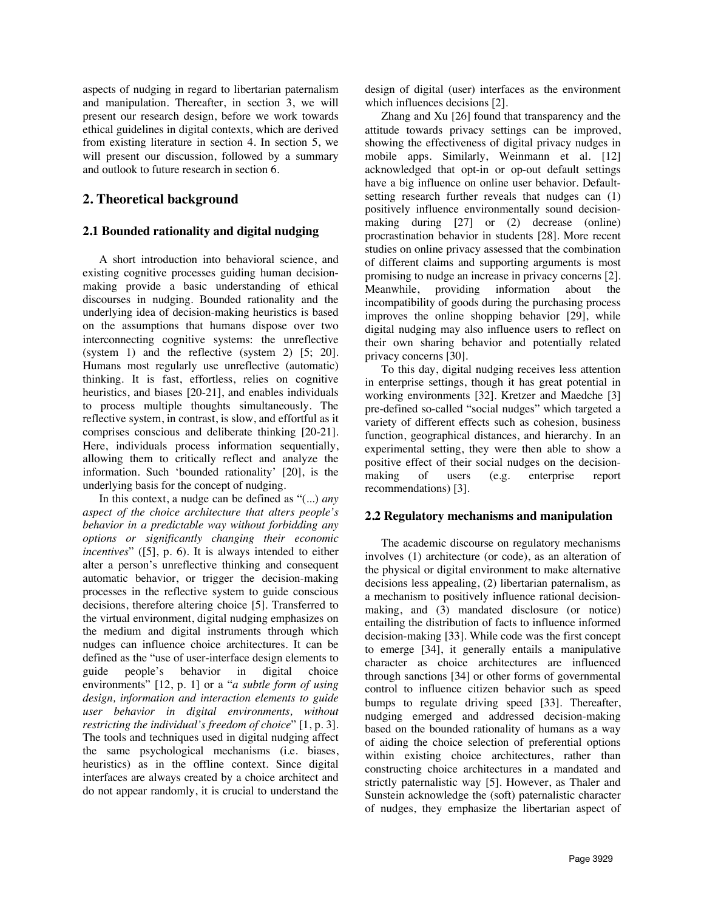aspects of nudging in regard to libertarian paternalism and manipulation. Thereafter, in section 3, we will present our research design, before we work towards ethical guidelines in digital contexts, which are derived from existing literature in section 4. In section 5, we will present our discussion, followed by a summary and outlook to future research in section 6.

## 2. Theoretical background

### 2.1 Bounded rationality and digital nudging

A short introduction into behavioral science, and existing cognitive processes guiding human decision-making provide a basic understanding of ethical discourses in nudging. Bounded rationality and the underlying idea of decision-making heuristics is based on the assumptions that humans dispose over two interconnecting cognitive systems: the unreflective (system 1) and the reflective (system 2) [5; 20]. Humans most regularly use unreflective (automatic) thinking. It is fast, effortless, relies on cognitive heuristics, and biases [20-21], and enables individuals to process multiple thoughts simultaneously. The reflective system, in contrast, is slow, and effortful as it comprises conscious and deliberate thinking [20-21]. Here, individuals process information sequentially, allowing them to critically reflect and analyze the information. Such 'bounded rationality' [20], is the underlying basis for the concept of nudging.

In this context, a nudge can be defined as "(...) *any aspect of the choice architecture that alters people's behavior in a predictable way without forbidding any options or significantly changing their economic incentives*" ([5], p. 6). It is always intended to either alter a person's unreflective thinking and consequent automatic behavior, or trigger the decision-making processes in the reflective system to guide conscious decisions, therefore altering choice [5]. Transferred to the virtual environment, digital nudging emphasizes on the medium and digital instruments through which nudges can influence choice architectures. It can be defined as the "use of user-interface design elements to guide people's behavior in digital choice environments" [12, p. 1] or a "*a subtle form of using design, information and interaction elements to guide user behavior in digital environments, without restricting the individual's freedom of choice*" [1, p. 3]. The tools and techniques used in digital nudging affect the same psychological mechanisms (i.e. biases, heuristics) as in the offline context. Since digital interfaces are always created by a choice architect and do not appear randomly, it is crucial to understand the design of digital (user) interfaces as the environment which influences decisions [2].

Zhang and Xu [26] found that transparency and the attitude towards privacy settings can be improved, showing the effectiveness of digital privacy nudges in mobile apps. Similarly, Weinmann et al. [12] acknowledged that opt-in or op-out default settings have a big influence on online user behavior. Default-setting research further reveals that nudges can (1) positively influence environmentally sound decision-making during [27] or (2) decrease (online) procrastination behavior in students [28]. More recent studies on online privacy assessed that the combination of different claims and supporting arguments is most promising to nudge an increase in privacy concerns [2]. Meanwhile, providing information about the incompatibility of goods during the purchasing process improves the online shopping behavior [29], while digital nudging may also influence users to reflect on their own sharing behavior and potentially related privacy concerns [30].

To this day, digital nudging receives less attention in enterprise settings, though it has great potential in working environments [32]. Kretzer and Maedche [3] pre-defined so-called "social nudges" which targeted a variety of different effects such as cohesion, business function, geographical distances, and hierarchy. In an experimental setting, they were then able to show a positive effect of their social nudges on the decision-making of users (e.g. enterprise report recommendations) [3].

### 2.2 Regulatory mechanisms and manipulation

The academic discourse on regulatory mechanisms involves (1) architecture (or code), as an alteration of the physical or digital environment to make alternative decisions less appealing, (2) libertarian paternalism, as a mechanism to positively influence rational decision-making, and (3) mandated disclosure (or notice) entailing the distribution of facts to influence informed decision-making [33]. While code was the first concept to emerge [34], it generally entails a manipulative character as choice architectures are influenced through sanctions [34] or other forms of governmental control to influence citizen behavior such as speed bumps to regulate driving speed [33]. Thereafter, nudging emerged and addressed decision-making based on the bounded rationality of humans as a way of aiding the choice selection of preferential options within existing choice architectures, rather than constructing choice architectures in a mandated and strictly paternalistic way [5]. However, as Thaler and Sunstein acknowledge the (soft) paternalistic character of nudges, they emphasize the libertarian aspect of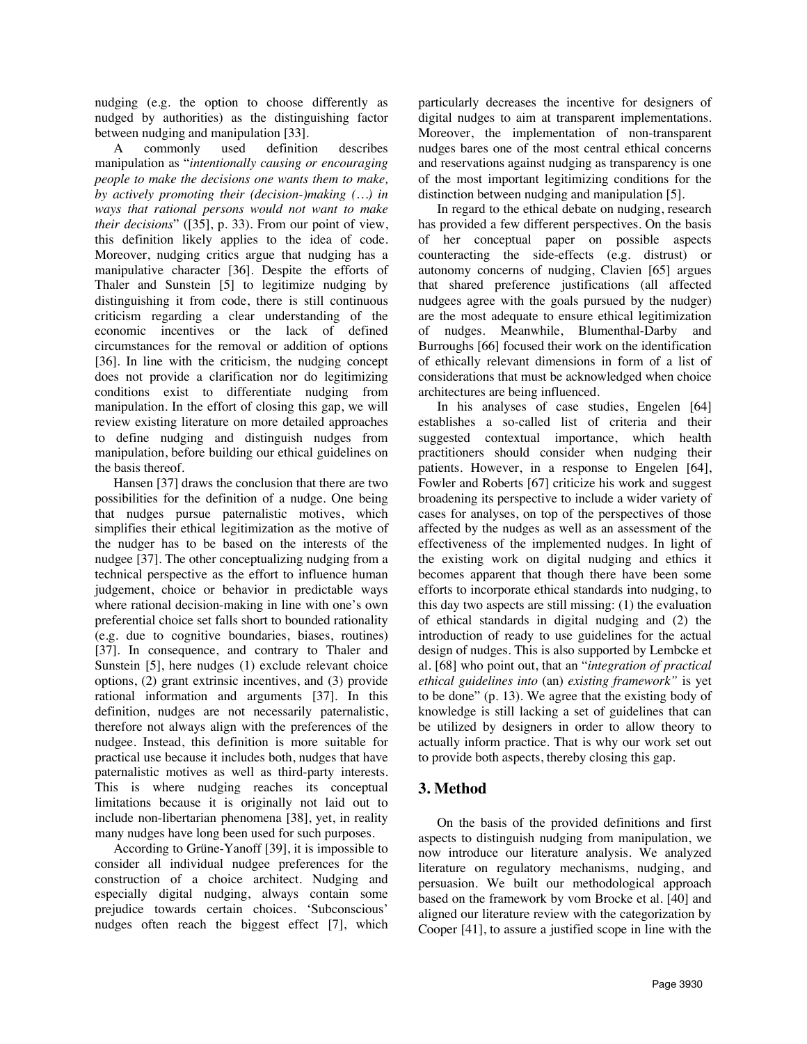nudging (e.g. the option to choose differently as nudged by authorities) as the distinguishing factor between nudging and manipulation [33].

A commonly used definition describes manipulation as "*intentionally causing or encouraging people to make the decisions one wants them to make, by actively promoting their (decision-)making (…) in ways that rational persons would not want to make their decisions*" ([35], p. 33). From our point of view, this definition likely applies to the idea of code. Moreover, nudging critics argue that nudging has a manipulative character [36]. Despite the efforts of Thaler and Sunstein [5] to legitimize nudging by distinguishing it from code, there is still continuous criticism regarding a clear understanding of the economic incentives or the lack of defined circumstances for the removal or addition of options [36]. In line with the criticism, the nudging concept does not provide a clarification nor do legitimizing conditions exist to differentiate nudging from manipulation. In the effort of closing this gap, we will review existing literature on more detailed approaches to define nudging and distinguish nudges from manipulation, before building our ethical guidelines on the basis thereof.

Hansen [37] draws the conclusion that there are two possibilities for the definition of a nudge. One being that nudges pursue paternalistic motives, which simplifies their ethical legitimization as the motive of the nudger has to be based on the interests of the nudgee [37]. The other conceptualizing nudging from a technical perspective as the effort to influence human judgement, choice or behavior in predictable ways where rational decision-making in line with one's own preferential choice set falls short to bounded rationality (e.g. due to cognitive boundaries, biases, routines) [37]. In consequence, and contrary to Thaler and Sunstein [5], here nudges (1) exclude relevant choice options, (2) grant extrinsic incentives, and (3) provide rational information and arguments [37]. In this definition, nudges are not necessarily paternalistic, therefore not always align with the preferences of the nudgee. Instead, this definition is more suitable for practical use because it includes both, nudges that have paternalistic motives as well as third-party interests. This is where nudging reaches its conceptual limitations because it is originally not laid out to include non-libertarian phenomena [38], yet, in reality many nudges have long been used for such purposes.

According to Grüne-Yanoff [39], it is impossible to consider all individual nudgee preferences for the construction of a choice architect. Nudging and especially digital nudging, always contain some prejudice towards certain choices. 'Subconscious' nudges often reach the biggest effect [7], which particularly decreases the incentive for designers of digital nudges to aim at transparent implementations. Moreover, the implementation of non-transparent nudges bares one of the most central ethical concerns and reservations against nudging as transparency is one of the most important legitimizing conditions for the distinction between nudging and manipulation [5].

In regard to the ethical debate on nudging, research has provided a few different perspectives. On the basis of her conceptual paper on possible aspects counteracting the side-effects (e.g. distrust) or autonomy concerns of nudging, Clavien [65] argues that shared preference justifications (all affected nudgees agree with the goals pursued by the nudger) are the most adequate to ensure ethical legitimization of nudges. Meanwhile, Blumenthal-Darby and Burroughs [66] focused their work on the identification of ethically relevant dimensions in form of a list of considerations that must be acknowledged when choice architectures are being influenced.

In his analyses of case studies, Engelen [64] establishes a so-called list of criteria and their suggested contextual importance, which health practitioners should consider when nudging their patients. However, in a response to Engelen [64], Fowler and Roberts [67] criticize his work and suggest broadening its perspective to include a wider variety of cases for analyses, on top of the perspectives of those affected by the nudges as well as an assessment of the effectiveness of the implemented nudges. In light of the existing work on digital nudging and ethics it becomes apparent that though there have been some efforts to incorporate ethical standards into nudging, to this day two aspects are still missing: (1) the evaluation of ethical standards in digital nudging and (2) the introduction of ready to use guidelines for the actual design of nudges. This is also supported by Lembcke et al. [68] who point out, that an "*integration of practical ethical guidelines into* (an) *existing framework"* is yet to be done" (p. 13). We agree that the existing body of knowledge is still lacking a set of guidelines that can be utilized by designers in order to allow theory to actually inform practice. That is why our work set out to provide both aspects, thereby closing this gap.

# 3. Method

On the basis of the provided definitions and first aspects to distinguish nudging from manipulation, we now introduce our literature analysis. We analyzed literature on regulatory mechanisms, nudging, and persuasion. We built our methodological approach based on the framework by vom Brocke et al. [40] and aligned our literature review with the categorization by Cooper [41], to assure a justified scope in line with the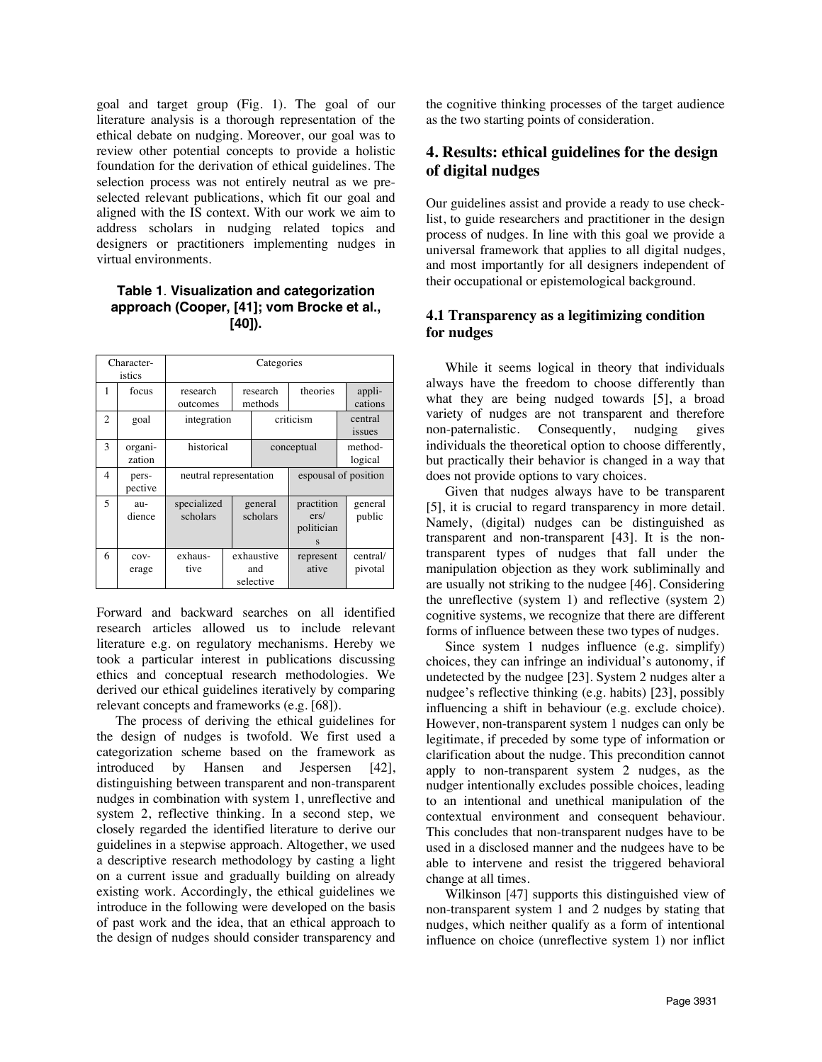goal and target group (Fig. 1). The goal of our literature analysis is a thorough representation of the ethical debate on nudging. Moreover, our goal was to review other potential concepts to provide a holistic foundation for the derivation of ethical guidelines. The selection process was not entirely neutral as we pre-selected relevant publications, which fit our goal and aligned with the IS context. With our work we aim to address scholars in nudging related topics and designers or practitioners implementing nudges in virtual environments.

**Table 1. Visualization and categorization approach (Cooper, [41]; vom Brocke et al., [40]).**

| | Character-istics | Categories | | | |
|---|---|---|---|---|---|
| 1 | focus | research outcomes | research methods | theories | appli-cations |
| 2 | goal | integration | criticism | | central issues |
| 3 | organi-zation | historical | conceptual | | method-logical |
| 4 | pers-pective | neutral representation | | espousal of position | |
| 5 | au-dience | specialized scholars | general scholars | practition ers/ politician s | general public |
| 6 | cov-erage | exhaus-tive | exhaustive and selective | represent ative | central/ pivotal |

Forward and backward searches on all identified research articles allowed us to include relevant literature e.g. on regulatory mechanisms. Hereby we took a particular interest in publications discussing ethics and conceptual research methodologies. We derived our ethical guidelines iteratively by comparing relevant concepts and frameworks (e.g. [68]).

The process of deriving the ethical guidelines for the design of nudges is twofold. We first used a categorization scheme based on the framework as introduced by Hansen and Jespersen [42], distinguishing between transparent and non-transparent nudges in combination with system 1, unreflective and system 2, reflective thinking. In a second step, we closely regarded the identified literature to derive our guidelines in a stepwise approach. Altogether, we used a descriptive research methodology by casting a light on a current issue and gradually building on already existing work. Accordingly, the ethical guidelines we introduce in the following were developed on the basis of past work and the idea, that an ethical approach to the design of nudges should consider transparency and the cognitive thinking processes of the target audience as the two starting points of consideration.

## 4. Results: ethical guidelines for the design of digital nudges

Our guidelines assist and provide a ready to use check-list, to guide researchers and practitioner in the design process of nudges. In line with this goal we provide a universal framework that applies to all digital nudges, and most importantly for all designers independent of their occupational or epistemological background.

### 4.1 Transparency as a legitimizing condition for nudges

While it seems logical in theory that individuals always have the freedom to choose differently than what they are being nudged towards [5], a broad variety of nudges are not transparent and therefore non-paternalistic. Consequently, nudging gives individuals the theoretical option to choose differently, but practically their behavior is changed in a way that does not provide options to vary choices.

Given that nudges always have to be transparent [5], it is crucial to regard transparency in more detail. Namely, (digital) nudges can be distinguished as transparent and non-transparent [43]. It is the non-transparent types of nudges that fall under the manipulation objection as they work subliminally and are usually not striking to the nudgee [46]. Considering the unreflective (system 1) and reflective (system 2) cognitive systems, we recognize that there are different forms of influence between these two types of nudges.

Since system 1 nudges influence (e.g. simplify) choices, they can infringe an individual's autonomy, if undetected by the nudgee [23]. System 2 nudges alter a nudgee's reflective thinking (e.g. habits) [23], possibly influencing a shift in behaviour (e.g. exclude choice). However, non-transparent system 1 nudges can only be legitimate, if preceded by some type of information or clarification about the nudge. This precondition cannot apply to non-transparent system 2 nudges, as the nudger intentionally excludes possible choices, leading to an intentional and unethical manipulation of the contextual environment and consequent behaviour. This concludes that non-transparent nudges have to be used in a disclosed manner and the nudgees have to be able to intervene and resist the triggered behavioral change at all times.

Wilkinson [47] supports this distinguished view of non-transparent system 1 and 2 nudges by stating that nudges, which neither qualify as a form of intentional influence on choice (unreflective system 1) nor inflict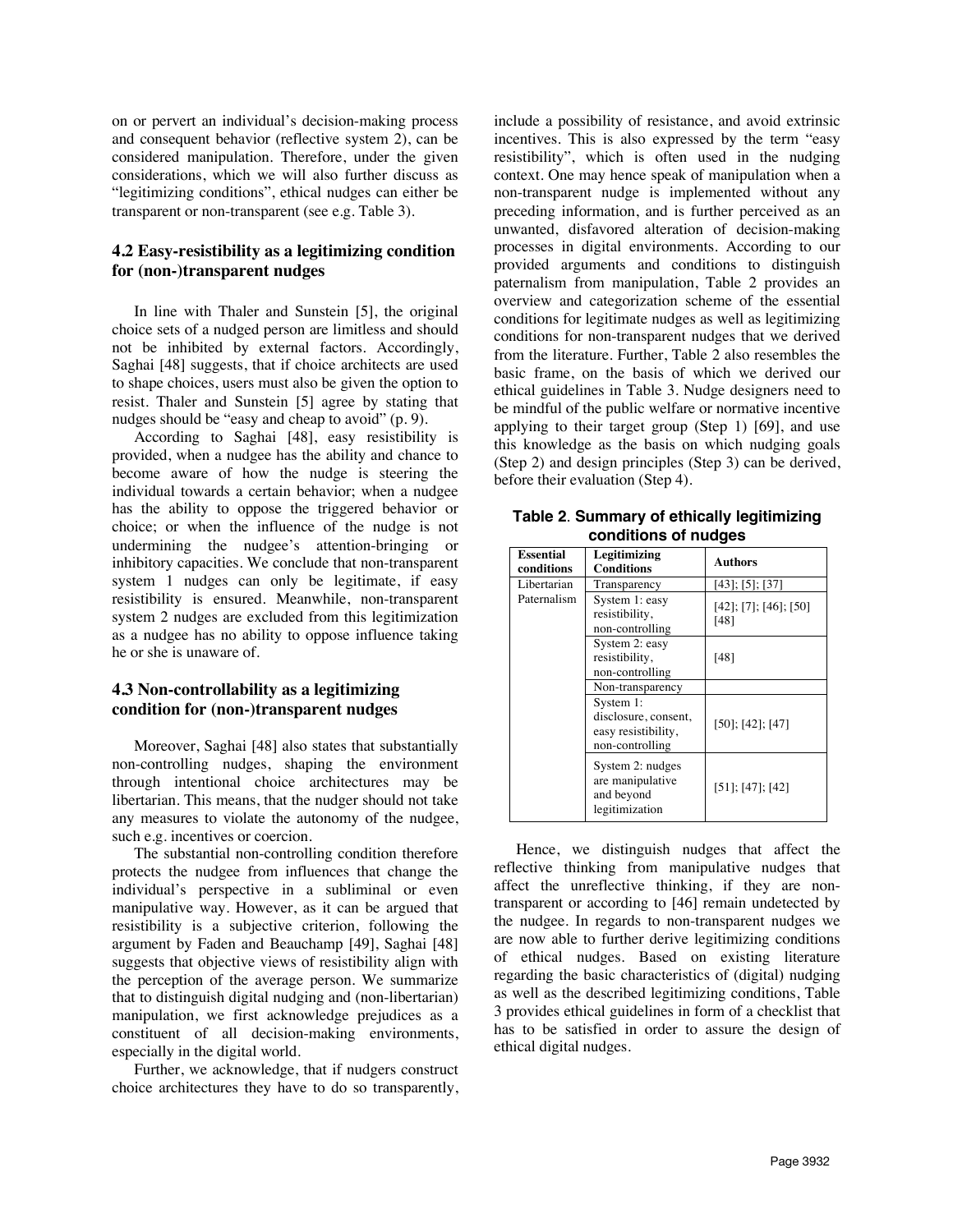on or pervert an individual's decision-making process and consequent behavior (reflective system 2), can be considered manipulation. Therefore, under the given considerations, which we will also further discuss as "legitimizing conditions", ethical nudges can either be transparent or non-transparent (see e.g. Table 3).

### 4.2 Easy-resistibility as a legitimizing condition for (non-)transparent nudges

In line with Thaler and Sunstein [5], the original choice sets of a nudged person are limitless and should not be inhibited by external factors. Accordingly, Saghai [48] suggests, that if choice architects are used to shape choices, users must also be given the option to resist. Thaler and Sunstein [5] agree by stating that nudges should be "easy and cheap to avoid" (p. 9).

According to Saghai [48], easy resistibility is provided, when a nudgee has the ability and chance to become aware of how the nudge is steering the individual towards a certain behavior; when a nudgee has the ability to oppose the triggered behavior or choice; or when the influence of the nudge is not undermining the nudgee's attention-bringing or inhibitory capacities. We conclude that non-transparent system 1 nudges can only be legitimate, if easy resistibility is ensured. Meanwhile, non-transparent system 2 nudges are excluded from this legitimization as a nudgee has no ability to oppose influence taking he or she is unaware of.

### 4.3 Non-controllability as a legitimizing condition for (non-)transparent nudges

Moreover, Saghai [48] also states that substantially non-controlling nudges, shaping the environment through intentional choice architectures may be libertarian. This means, that the nudger should not take any measures to violate the autonomy of the nudgee, such e.g. incentives or coercion.

The substantial non-controlling condition therefore protects the nudgee from influences that change the individual's perspective in a subliminal or even manipulative way. However, as it can be argued that resistibility is a subjective criterion, following the argument by Faden and Beauchamp [49], Saghai [48] suggests that objective views of resistibility align with the perception of the average person. We summarize that to distinguish digital nudging and (non-libertarian) manipulation, we first acknowledge prejudices as a constituent of all decision-making environments, especially in the digital world.

Further, we acknowledge, that if nudgers construct choice architectures they have to do so transparently, include a possibility of resistance, and avoid extrinsic incentives. This is also expressed by the term "easy resistibility", which is often used in the nudging context. One may hence speak of manipulation when a non-transparent nudge is implemented without any preceding information, and is further perceived as an unwanted, disfavored alteration of decision-making processes in digital environments. According to our provided arguments and conditions to distinguish paternalism from manipulation, Table 2 provides an overview and categorization scheme of the essential conditions for legitimate nudges as well as legitimizing conditions for non-transparent nudges that we derived from the literature. Further, Table 2 also resembles the basic frame, on the basis of which we derived our ethical guidelines in Table 3. Nudge designers need to be mindful of the public welfare or normative incentive applying to their target group (Step 1) [69], and use this knowledge as the basis on which nudging goals (Step 2) and design principles (Step 3) can be derived, before their evaluation (Step 4).

**Table 2. Summary of ethically legitimizing conditions of nudges**

| Essential conditions | Legitimizing Conditions | Authors |
|---|---|---|
| Libertarian Paternalism | Transparency | [43]; [5]; [37] |
| | System 1: easy resistibility, non-controlling | [42]; [7]; [46]; [50] [48] |
| | System 2: easy resistibility, non-controlling | [48] |
| | Non-transparency | |
| | System 1: disclosure, consent, easy resistibility, non-controlling | [50]; [42]; [47] |
| | System 2: nudges are manipulative and beyond legitimization | [51]; [47]; [42] |

Hence, we distinguish nudges that affect the reflective thinking from manipulative nudges that affect the unreflective thinking, if they are non-transparent or according to [46] remain undetected by the nudgee. In regards to non-transparent nudges we are now able to further derive legitimizing conditions of ethical nudges. Based on existing literature regarding the basic characteristics of (digital) nudging as well as the described legitimizing conditions, Table 3 provides ethical guidelines in form of a checklist that has to be satisfied in order to assure the design of ethical digital nudges.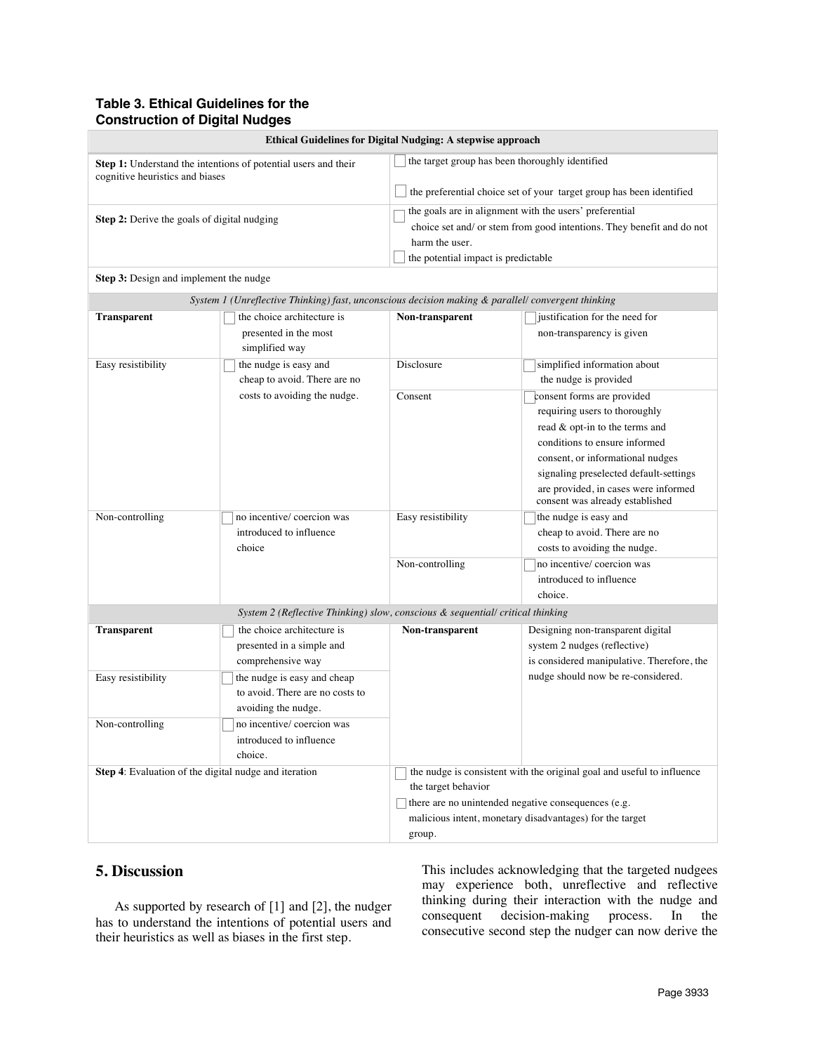**Table 3. Ethical Guidelines for the Construction of Digital Nudges**

| Ethical Guidelines for Digital Nudging: A stepwise approach | | | |
|---|---|---|---|
| **Step 1:** Understand the intentions of potential users and their cognitive heuristics and biases | | ☐ the target group has been thoroughly identified<br>☐ the preferential choice set of your target group has been identified | |
| **Step 2:** Derive the goals of digital nudging | | ☐ the goals are in alignment with the users' preferential choice set and/ or stem from good intentions. They benefit and do not harm the user.<br>☐ the potential impact is predictable | |
| **Step 3:** Design and implement the nudge | | | |
| *System 1 (Unreflective Thinking) fast, unconscious decision making & parallel/ convergent thinking* | | | |
| **Transparent** | ☐ the choice architecture is presented in the most simplified way | **Non-transparent** | ☐ justification for the need for non-transparency is given |
| Easy resistibility | ☐ the nudge is easy and cheap to avoid. There are no costs to avoiding the nudge. | Disclosure | ☐ simplified information about the nudge is provided |
| | | Consent | ☐ consent forms are provided requiring users to thoroughly read & opt-in to the terms and conditions to ensure informed consent, or informational nudges signaling preselected default-settings are provided, in cases were informed consent was already established |
| Non-controlling | ☐ no incentive/ coercion was introduced to influence choice | Easy resistibility | ☐ the nudge is easy and cheap to avoid. There are no costs to avoiding the nudge. |
| | | Non-controlling | ☐ no incentive/ coercion was introduced to influence choice. |
| *System 2 (Reflective Thinking) slow, conscious & sequential/ critical thinking* | | | |
| **Transparent** | ☐ the choice architecture is presented in a simple and comprehensive way | **Non-transparent** | Designing non-transparent digital system 2 nudges (reflective) is considered manipulative. Therefore, the nudge should now be re-considered. |
| Easy resistibility | ☐ the nudge is easy and cheap to avoid. There are no costs to avoiding the nudge. | | |
| Non-controlling | ☐ no incentive/ coercion was introduced to influence choice. | | |
| **Step 4**: Evaluation of the digital nudge and iteration | | ☐ the nudge is consistent with the original goal and useful to influence the target behavior<br>☐ there are no unintended negative consequences (e.g. malicious intent, monetary disadvantages) for the target group. | |

## 5. Discussion

As supported by research of [1] and [2], the nudger has to understand the intentions of potential users and their heuristics as well as biases in the first step. This includes acknowledging that the targeted nudgees may experience both, unreflective and reflective thinking during their interaction with the nudge and consequent decision-making process. In the consecutive second step the nudger can now derive the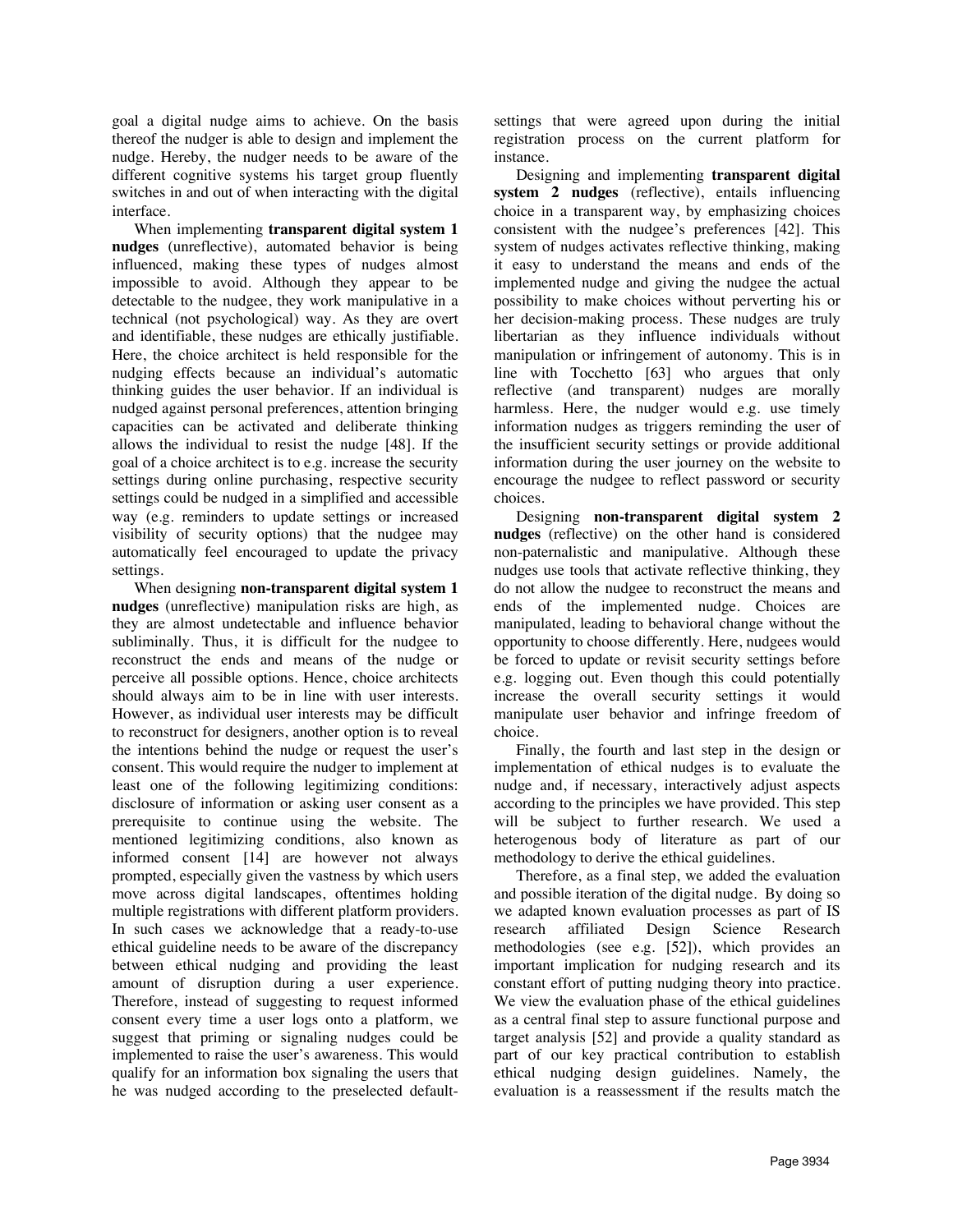goal a digital nudge aims to achieve. On the basis thereof the nudger is able to design and implement the nudge. Hereby, the nudger needs to be aware of the different cognitive systems his target group fluently switches in and out of when interacting with the digital interface.

When implementing **transparent digital system 1 nudges** (unreflective), automated behavior is being influenced, making these types of nudges almost impossible to avoid. Although they appear to be detectable to the nudgee, they work manipulative in a technical (not psychological) way. As they are overt and identifiable, these nudges are ethically justifiable. Here, the choice architect is held responsible for the nudging effects because an individual's automatic thinking guides the user behavior. If an individual is nudged against personal preferences, attention bringing capacities can be activated and deliberate thinking allows the individual to resist the nudge [48]. If the goal of a choice architect is to e.g. increase the security settings during online purchasing, respective security settings could be nudged in a simplified and accessible way (e.g. reminders to update settings or increased visibility of security options) that the nudgee may automatically feel encouraged to update the privacy settings.

When designing **non-transparent digital system 1 nudges** (unreflective) manipulation risks are high, as they are almost undetectable and influence behavior subliminally. Thus, it is difficult for the nudgee to reconstruct the ends and means of the nudge or perceive all possible options. Hence, choice architects should always aim to be in line with user interests. However, as individual user interests may be difficult to reconstruct for designers, another option is to reveal the intentions behind the nudge or request the user's consent. This would require the nudger to implement at least one of the following legitimizing conditions: disclosure of information or asking user consent as a prerequisite to continue using the website. The mentioned legitimizing conditions, also known as informed consent [14] are however not always prompted, especially given the vastness by which users move across digital landscapes, oftentimes holding multiple registrations with different platform providers. In such cases we acknowledge that a ready-to-use ethical guideline needs to be aware of the discrepancy between ethical nudging and providing the least amount of disruption during a user experience. Therefore, instead of suggesting to request informed consent every time a user logs onto a platform, we suggest that priming or signaling nudges could be implemented to raise the user's awareness. This would qualify for an information box signaling the users that he was nudged according to the preselected default-settings that were agreed upon during the initial registration process on the current platform for instance.

Designing and implementing **transparent digital system 2 nudges** (reflective), entails influencing choice in a transparent way, by emphasizing choices consistent with the nudgee's preferences [42]. This system of nudges activates reflective thinking, making it easy to understand the means and ends of the implemented nudge and giving the nudgee the actual possibility to make choices without perverting his or her decision-making process. These nudges are truly libertarian as they influence individuals without manipulation or infringement of autonomy. This is in line with Tocchetto [63] who argues that only reflective (and transparent) nudges are morally harmless. Here, the nudger would e.g. use timely information nudges as triggers reminding the user of the insufficient security settings or provide additional information during the user journey on the website to encourage the nudgee to reflect password or security choices.

Designing **non-transparent digital system 2 nudges** (reflective) on the other hand is considered non-paternalistic and manipulative. Although these nudges use tools that activate reflective thinking, they do not allow the nudgee to reconstruct the means and ends of the implemented nudge. Choices are manipulated, leading to behavioral change without the opportunity to choose differently. Here, nudgees would be forced to update or revisit security settings before e.g. logging out. Even though this could potentially increase the overall security settings it would manipulate user behavior and infringe freedom of choice.

Finally, the fourth and last step in the design or implementation of ethical nudges is to evaluate the nudge and, if necessary, interactively adjust aspects according to the principles we have provided. This step will be subject to further research. We used a heterogenous body of literature as part of our methodology to derive the ethical guidelines.

Therefore, as a final step, we added the evaluation and possible iteration of the digital nudge. By doing so we adapted known evaluation processes as part of IS research affiliated Design Science Research methodologies (see e.g. [52]), which provides an important implication for nudging research and its constant effort of putting nudging theory into practice. We view the evaluation phase of the ethical guidelines as a central final step to assure functional purpose and target analysis [52] and provide a quality standard as part of our key practical contribution to establish ethical nudging design guidelines. Namely, the evaluation is a reassessment if the results match the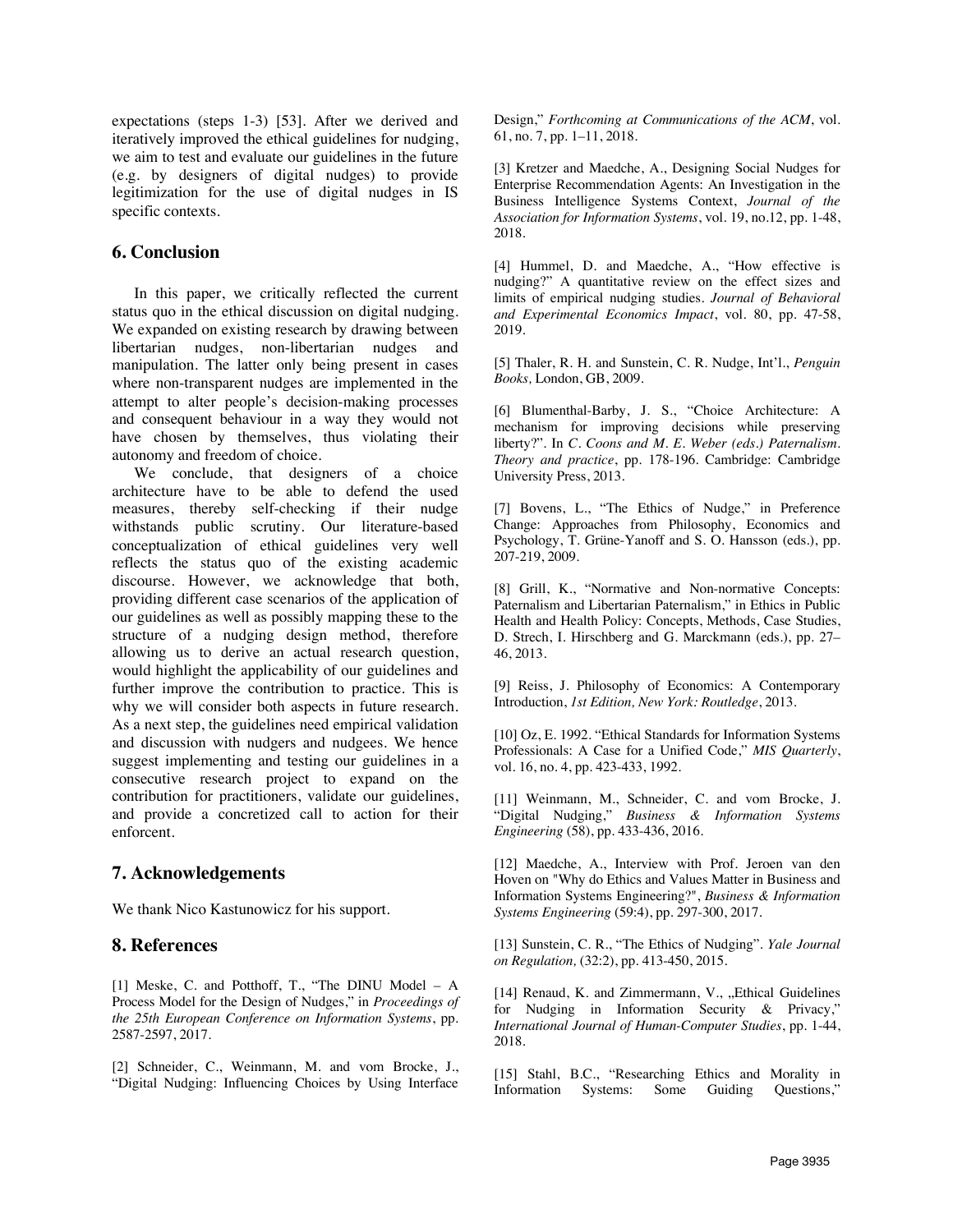expectations (steps 1-3) [53]. After we derived and iteratively improved the ethical guidelines for nudging, we aim to test and evaluate our guidelines in the future (e.g. by designers of digital nudges) to provide legitimization for the use of digital nudges in IS specific contexts.

## 6. Conclusion

In this paper, we critically reflected the current status quo in the ethical discussion on digital nudging. We expanded on existing research by drawing between libertarian nudges, non-libertarian nudges and manipulation. The latter only being present in cases where non-transparent nudges are implemented in the attempt to alter people's decision-making processes and consequent behaviour in a way they would not have chosen by themselves, thus violating their autonomy and freedom of choice.

We conclude, that designers of a choice architecture have to be able to defend the used measures, thereby self-checking if their nudge withstands public scrutiny. Our literature-based conceptualization of ethical guidelines very well reflects the status quo of the existing academic discourse. However, we acknowledge that both, providing different case scenarios of the application of our guidelines as well as possibly mapping these to the structure of a nudging design method, therefore allowing us to derive an actual research question, would highlight the applicability of our guidelines and further improve the contribution to practice. This is why we will consider both aspects in future research. As a next step, the guidelines need empirical validation and discussion with nudgers and nudgees. We hence suggest implementing and testing our guidelines in a consecutive research project to expand on the contribution for practitioners, validate our guidelines, and provide a concretized call to action for their enforcent.

## 7. Acknowledgements

We thank Nico Kastunowicz for his support.

## 8. References

[1] Meske, C. and Potthoff, T., "The DINU Model – A Process Model for the Design of Nudges," in *Proceedings of the 25th European Conference on Information Systems*, pp. 2587-2597, 2017.

[2] Schneider, C., Weinmann, M. and vom Brocke, J., "Digital Nudging: Influencing Choices by Using Interface Design," *Forthcoming at Communications of the ACM*, vol. 61, no. 7, pp. 1–11, 2018.

[3] Kretzer and Maedche, A., Designing Social Nudges for Enterprise Recommendation Agents: An Investigation in the Business Intelligence Systems Context, *Journal of the Association for Information Systems*, vol. 19, no.12, pp. 1-48, 2018.

[4] Hummel, D. and Maedche, A., "How effective is nudging?" A quantitative review on the effect sizes and limits of empirical nudging studies. *Journal of Behavioral and Experimental Economics Impact*, vol. 80, pp. 47-58, 2019.

[5] Thaler, R. H. and Sunstein, C. R. Nudge, Int'l., *Penguin Books,* London, GB, 2009.

[6] Blumenthal-Barby, J. S., "Choice Architecture: A mechanism for improving decisions while preserving liberty?". In *C. Coons and M. E. Weber (eds.) Paternalism. Theory and practice*, pp. 178-196. Cambridge: Cambridge University Press, 2013.

[7] Bovens, L., "The Ethics of Nudge," in Preference Change: Approaches from Philosophy, Economics and Psychology, T. Grüne-Yanoff and S. O. Hansson (eds.), pp. 207-219, 2009.

[8] Grill, K., "Normative and Non-normative Concepts: Paternalism and Libertarian Paternalism," in Ethics in Public Health and Health Policy: Concepts, Methods, Case Studies, D. Strech, I. Hirschberg and G. Marckmann (eds.), pp. 27–46, 2013.

[9] Reiss, J. Philosophy of Economics: A Contemporary Introduction, *1st Edition, New York: Routledge*, 2013.

[10] Oz, E. 1992. "Ethical Standards for Information Systems Professionals: A Case for a Unified Code," *MIS Quarterly*, vol. 16, no. 4, pp. 423-433, 1992.

[11] Weinmann, M., Schneider, C. and vom Brocke, J. "Digital Nudging," *Business & Information Systems Engineering* (58), pp. 433-436, 2016.

[12] Maedche, A., Interview with Prof. Jeroen van den Hoven on "Why do Ethics and Values Matter in Business and Information Systems Engineering?", *Business & Information Systems Engineering* (59:4), pp. 297-300, 2017.

[13] Sunstein, C. R., "The Ethics of Nudging". *Yale Journal on Regulation,* (32:2), pp. 413-450, 2015.

[14] Renaud, K. and Zimmermann, V., „Ethical Guidelines for Nudging in Information Security & Privacy," *International Journal of Human-Computer Studies*, pp. 1-44, 2018.

[15] Stahl, B.C., "Researching Ethics and Morality in Information Systems: Some Guiding Questions,"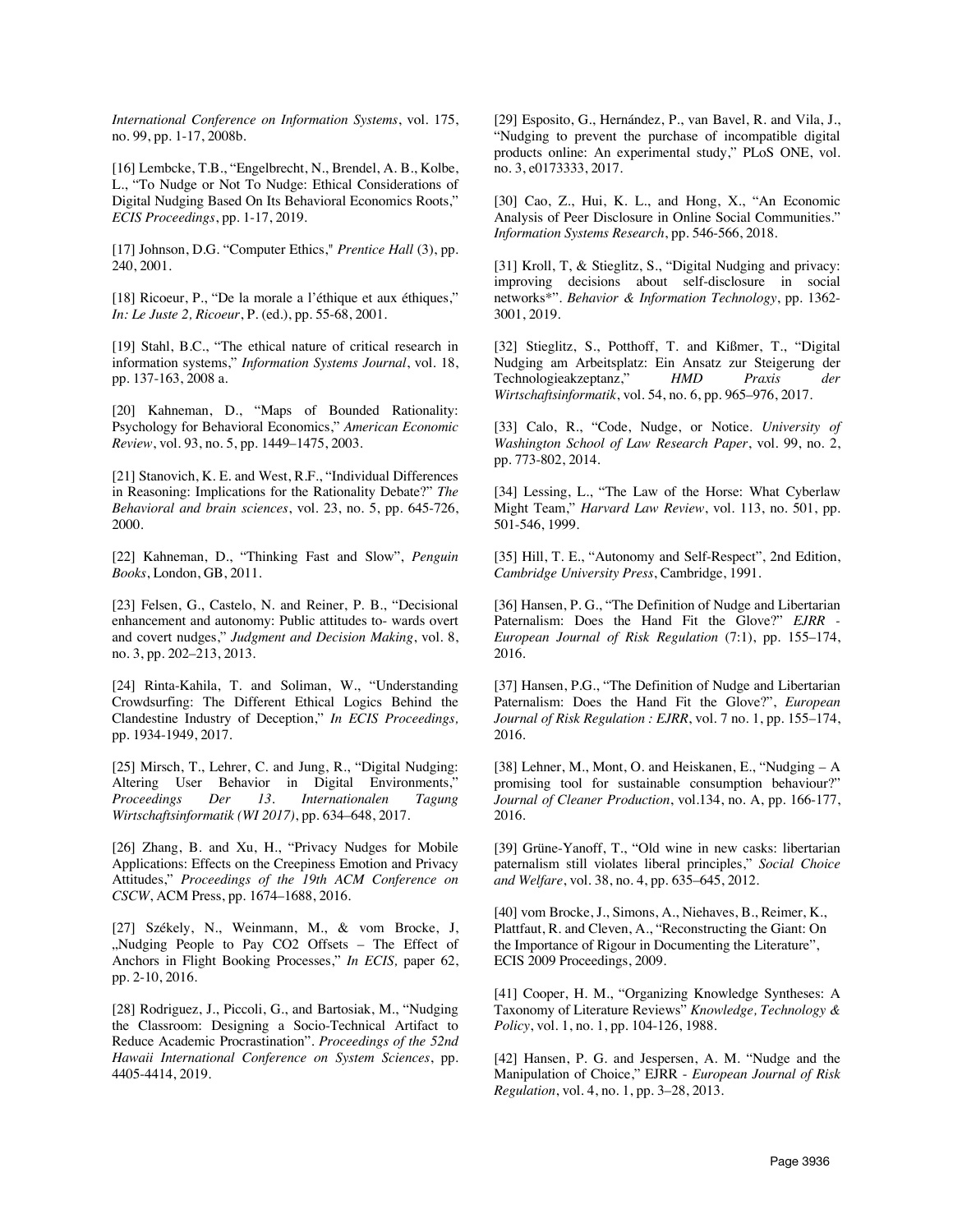*International Conference on Information Systems*, vol. 175, no. 99, pp. 1-17, 2008b.

[16] Lembcke, T.B., "Engelbrecht, N., Brendel, A. B., Kolbe, L., "To Nudge or Not To Nudge: Ethical Considerations of Digital Nudging Based On Its Behavioral Economics Roots," *ECIS Proceedings*, pp. 1-17, 2019.

[17] Johnson, D.G. "Computer Ethics," *Prentice Hall* (3), pp. 240, 2001.

[18] Ricoeur, P., "De la morale a l'éthique et aux éthiques," *In: Le Juste 2, Ricoeur*, P. (ed.), pp. 55-68, 2001.

[19] Stahl, B.C., "The ethical nature of critical research in information systems," *Information Systems Journal*, vol. 18, pp. 137-163, 2008 a.

[20] Kahneman, D., "Maps of Bounded Rationality: Psychology for Behavioral Economics," *American Economic Review*, vol. 93, no. 5, pp. 1449–1475, 2003.

[21] Stanovich, K. E. and West, R.F., "Individual Differences in Reasoning: Implications for the Rationality Debate?" *The Behavioral and brain sciences*, vol. 23, no. 5, pp. 645-726, 2000.

[22] Kahneman, D., "Thinking Fast and Slow", *Penguin Books*, London, GB, 2011.

[23] Felsen, G., Castelo, N. and Reiner, P. B., "Decisional enhancement and autonomy: Public attitudes to- wards overt and covert nudges," *Judgment and Decision Making*, vol. 8, no. 3, pp. 202–213, 2013.

[24] Rinta-Kahila, T. and Soliman, W., "Understanding Crowdsurfing: The Different Ethical Logics Behind the Clandestine Industry of Deception," *In ECIS Proceedings,* pp. 1934-1949, 2017.

[25] Mirsch, T., Lehrer, C. and Jung, R., "Digital Nudging: Altering User Behavior in Digital Environments," *Proceedings Der 13. Internationalen Tagung Wirtschaftsinformatik (WI 2017)*, pp. 634–648, 2017.

[26] Zhang, B. and Xu, H., "Privacy Nudges for Mobile Applications: Effects on the Creepiness Emotion and Privacy Attitudes," *Proceedings of the 19th ACM Conference on CSCW*, ACM Press, pp. 1674–1688, 2016.

[27] Székely, N., Weinmann, M., & vom Brocke, J, „Nudging People to Pay CO2 Offsets – The Effect of Anchors in Flight Booking Processes," *In ECIS,* paper 62, pp. 2-10, 2016.

[28] Rodriguez, J., Piccoli, G., and Bartosiak, M., "Nudging the Classroom: Designing a Socio-Technical Artifact to Reduce Academic Procrastination". *Proceedings of the 52nd Hawaii International Conference on System Sciences*, pp. 4405-4414, 2019.

[29] Esposito, G., Hernández, P., van Bavel, R. and Vila, J., "Nudging to prevent the purchase of incompatible digital products online: An experimental study," PLoS ONE, vol. no. 3, e0173333, 2017.

[30] Cao, Z., Hui, K. L., and Hong, X., "An Economic Analysis of Peer Disclosure in Online Social Communities." *Information Systems Research*, pp. 546-566, 2018.

[31] Kroll, T, & Stieglitz, S., "Digital Nudging and privacy: improving decisions about self-disclosure in social networks*". *Behavior & Information Technology*, pp. 1362-3001, 2019.

[32] Stieglitz, S., Potthoff, T. and Kißmer, T., "Digital Nudging am Arbeitsplatz: Ein Ansatz zur Steigerung der Technologieakzeptanz," *HMD Praxis der Wirtschaftsinformatik*, vol. 54, no. 6, pp. 965–976, 2017.

[33] Calo, R., "Code, Nudge, or Notice. *University of Washington School of Law Research Paper*, vol. 99, no. 2, pp. 773-802, 2014.

[34] Lessing, L., "The Law of the Horse: What Cyberlaw Might Team," *Harvard Law Review*, vol. 113, no. 501, pp. 501-546, 1999.

[35] Hill, T. E., "Autonomy and Self-Respect", 2nd Edition, *Cambridge University Press*, Cambridge, 1991.

[36] Hansen, P. G., "The Definition of Nudge and Libertarian Paternalism: Does the Hand Fit the Glove?" *EJRR - European Journal of Risk Regulation* (7:1), pp. 155–174, 2016.

[37] Hansen, P.G., "The Definition of Nudge and Libertarian Paternalism: Does the Hand Fit the Glove?", *European Journal of Risk Regulation : EJRR*, vol. 7 no. 1, pp. 155–174, 2016.

[38] Lehner, M., Mont, O. and Heiskanen, E., "Nudging – A promising tool for sustainable consumption behaviour?" *Journal of Cleaner Production*, vol.134, no. A, pp. 166-177, 2016.

[39] Grüne-Yanoff, T., "Old wine in new casks: libertarian paternalism still violates liberal principles," *Social Choice and Welfare*, vol. 38, no. 4, pp. 635–645, 2012.

[40] vom Brocke, J., Simons, A., Niehaves, B., Reimer, K., Plattfaut, R. and Cleven, A., "Reconstructing the Giant: On the Importance of Rigour in Documenting the Literature", ECIS 2009 Proceedings, 2009.

[41] Cooper, H. M., "Organizing Knowledge Syntheses: A Taxonomy of Literature Reviews" *Knowledge, Technology & Policy*, vol. 1, no. 1, pp. 104-126, 1988.

[42] Hansen, P. G. and Jespersen, A. M. "Nudge and the Manipulation of Choice," EJRR - *European Journal of Risk Regulation*, vol. 4, no. 1, pp. 3–28, 2013.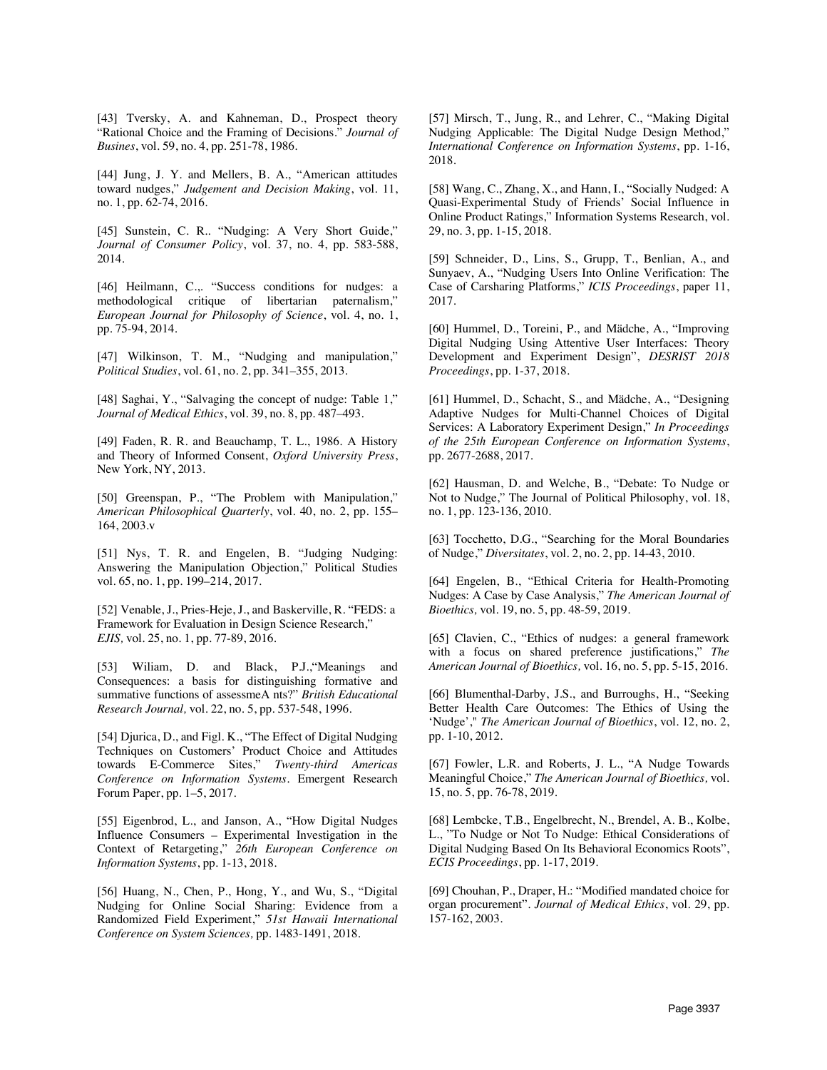[43] Tversky, A. and Kahneman, D., Prospect theory "Rational Choice and the Framing of Decisions." *Journal of Busines*, vol. 59, no. 4, pp. 251-78, 1986.

[44] Jung, J. Y. and Mellers, B. A., "American attitudes toward nudges," *Judgement and Decision Making*, vol. 11, no. 1, pp. 62-74, 2016.

[45] Sunstein, C. R.. "Nudging: A Very Short Guide," *Journal of Consumer Policy*, vol. 37, no. 4, pp. 583-588, 2014.

[46] Heilmann, C.,. "Success conditions for nudges: a methodological critique of libertarian paternalism," *European Journal for Philosophy of Science*, vol. 4, no. 1, pp. 75-94, 2014.

[47] Wilkinson, T. M., "Nudging and manipulation," *Political Studies*, vol. 61, no. 2, pp. 341–355, 2013.

[48] Saghai, Y., "Salvaging the concept of nudge: Table 1," *Journal of Medical Ethics*, vol. 39, no. 8, pp. 487–493.

[49] Faden, R. R. and Beauchamp, T. L., 1986. A History and Theory of Informed Consent, *Oxford University Press*, New York, NY, 2013.

[50] Greenspan, P., "The Problem with Manipulation," *American Philosophical Quarterly*, vol. 40, no. 2, pp. 155–164, 2003.v

[51] Nys, T. R. and Engelen, B. "Judging Nudging: Answering the Manipulation Objection," Political Studies vol. 65, no. 1, pp. 199–214, 2017.

[52] Venable, J., Pries-Heje, J., and Baskerville, R. "FEDS: a Framework for Evaluation in Design Science Research," *EJIS,* vol. 25, no. 1, pp. 77-89, 2016.

[53] Wiliam, D. and Black, P.J.,"Meanings and Consequences: a basis for distinguishing formative and summative functions of assessmeA nts?" *British Educational Research Journal,* vol. 22, no. 5, pp. 537-548, 1996.

[54] Djurica, D., and Figl. K., "The Effect of Digital Nudging Techniques on Customers' Product Choice and Attitudes towards E-Commerce Sites," *Twenty-third Americas Conference on Information Systems*. Emergent Research Forum Paper, pp. 1–5, 2017.

[55] Eigenbrod, L., and Janson, A., "How Digital Nudges Influence Consumers – Experimental Investigation in the Context of Retargeting," *26th European Conference on Information Systems*, pp. 1-13, 2018.

[56] Huang, N., Chen, P., Hong, Y., and Wu, S., "Digital Nudging for Online Social Sharing: Evidence from a Randomized Field Experiment," *51st Hawaii International Conference on System Sciences,* pp. 1483-1491, 2018.

[57] Mirsch, T., Jung, R., and Lehrer, C., "Making Digital Nudging Applicable: The Digital Nudge Design Method," *International Conference on Information Systems*, pp. 1-16, 2018.

[58] Wang, C., Zhang, X., and Hann, I., "Socially Nudged: A Quasi-Experimental Study of Friends' Social Influence in Online Product Ratings," Information Systems Research, vol. 29, no. 3, pp. 1-15, 2018.

[59] Schneider, D., Lins, S., Grupp, T., Benlian, A., and Sunyaev, A., "Nudging Users Into Online Verification: The Case of Carsharing Platforms," *ICIS Proceedings*, paper 11, 2017.

[60] Hummel, D., Toreini, P., and Mädche, A., "Improving Digital Nudging Using Attentive User Interfaces: Theory Development and Experiment Design", *DESRIST 2018 Proceedings*, pp. 1-37, 2018.

[61] Hummel, D., Schacht, S., and Mädche, A., "Designing Adaptive Nudges for Multi-Channel Choices of Digital Services: A Laboratory Experiment Design," *In Proceedings of the 25th European Conference on Information Systems*, pp. 2677-2688, 2017.

[62] Hausman, D. and Welche, B., "Debate: To Nudge or Not to Nudge," The Journal of Political Philosophy, vol. 18, no. 1, pp. 123-136, 2010.

[63] Tocchetto, D.G., "Searching for the Moral Boundaries of Nudge," *Diversitates*, vol. 2, no. 2, pp. 14-43, 2010.

[64] Engelen, B., "Ethical Criteria for Health-Promoting Nudges: A Case by Case Analysis," *The American Journal of Bioethics,* vol. 19, no. 5, pp. 48-59, 2019.

[65] Clavien, C., "Ethics of nudges: a general framework with a focus on shared preference justifications," *The American Journal of Bioethics,* vol. 16, no. 5, pp. 5-15, 2016.

[66] Blumenthal-Darby, J.S., and Burroughs, H., "Seeking Better Health Care Outcomes: The Ethics of Using the 'Nudge'," *The American Journal of Bioethics*, vol. 12, no. 2, pp. 1-10, 2012.

[67] Fowler, L.R. and Roberts, J. L., "A Nudge Towards Meaningful Choice," *The American Journal of Bioethics,* vol. 15, no. 5, pp. 76-78, 2019.

[68] Lembcke, T.B., Engelbrecht, N., Brendel, A. B., Kolbe, L., "To Nudge or Not To Nudge: Ethical Considerations of Digital Nudging Based On Its Behavioral Economics Roots", *ECIS Proceedings*, pp. 1-17, 2019.

[69] Chouhan, P., Draper, H.: "Modified mandated choice for organ procurement". *Journal of Medical Ethics*, vol. 29, pp. 157-162, 2003.